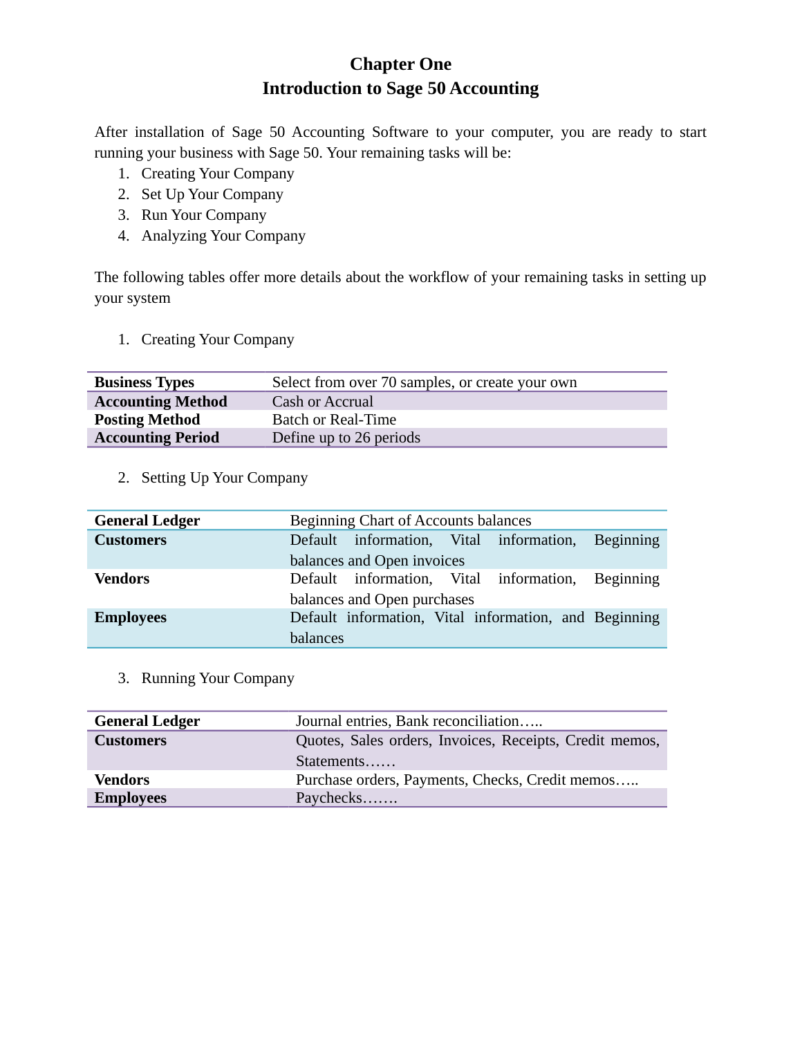# Chapter One
# Introduction to Sage 50 Accounting

After installation of Sage 50 Accounting Software to your computer, you are ready to start running your business with Sage 50. Your remaining tasks will be:

1. Creating Your Company
2. Set Up Your Company
3. Run Your Company
4. Analyzing Your Company

The following tables offer more details about the workflow of your remaining tasks in setting up your system

1. Creating Your Company

| | |
|---|---|
| **Business Types** | Select from over 70 samples, or create your own |
| **Accounting Method** | Cash or Accrual |
| **Posting Method** | Batch or Real-Time |
| **Accounting Period** | Define up to 26 periods |

2. Setting Up Your Company

| | |
|---|---|
| **General Ledger** | Beginning Chart of Accounts balances |
| **Customers** | Default information, Vital information, Beginning balances and Open invoices |
| **Vendors** | Default information, Vital information, Beginning balances and Open purchases |
| **Employees** | Default information, Vital information, and Beginning balances |

3. Running Your Company

| | |
|---|---|
| **General Ledger** | Journal entries, Bank reconciliation….. |
| **Customers** | Quotes, Sales orders, Invoices, Receipts, Credit memos, Statements…… |
| **Vendors** | Purchase orders, Payments, Checks, Credit memos….. |
| **Employees** | Paychecks……. |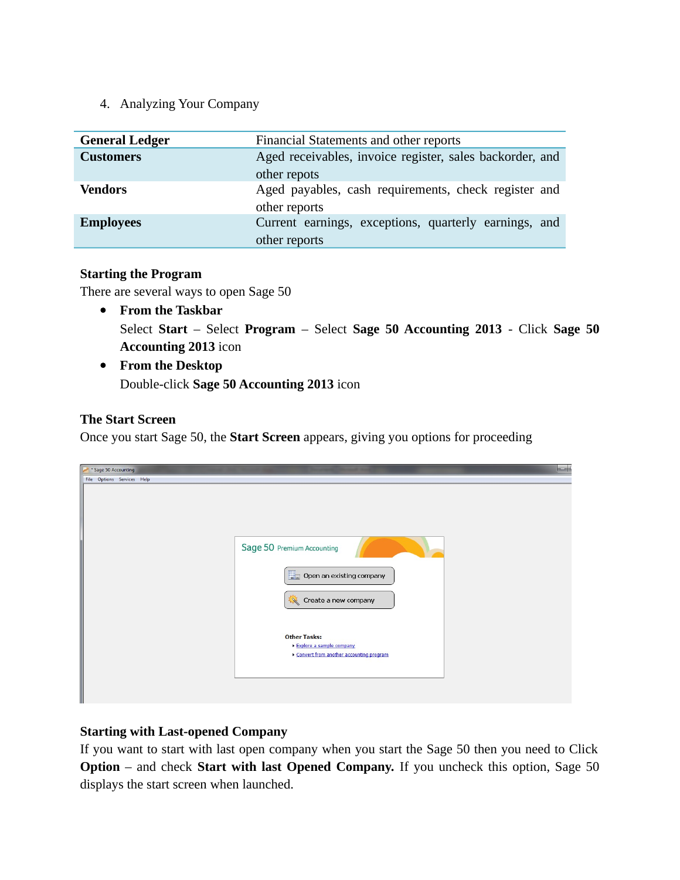4. Analyzing Your Company

| **General Ledger** | Financial Statements and other reports |
|---|---|
| **Customers** | Aged receivables, invoice register, sales backorder, and other repots |
| **Vendors** | Aged payables, cash requirements, check register and other reports |
| **Employees** | Current earnings, exceptions, quarterly earnings, and other reports |

**Starting the Program**

There are several ways to open Sage 50

- **From the Taskbar**

  Select **Start** – Select **Program** – Select **Sage 50 Accounting 2013** - Click **Sage 50 Accounting 2013** icon

- **From the Desktop**

  Double-click **Sage 50 Accounting 2013** icon

**The Start Screen**

Once you start Sage 50, the **Start Screen** appears, giving you options for proceeding

**Starting with Last-opened Company**

If you want to start with last open company when you start the Sage 50 then you need to Click **Option** – and check **Start with last Opened Company.** If you uncheck this option, Sage 50 displays the start screen when launched.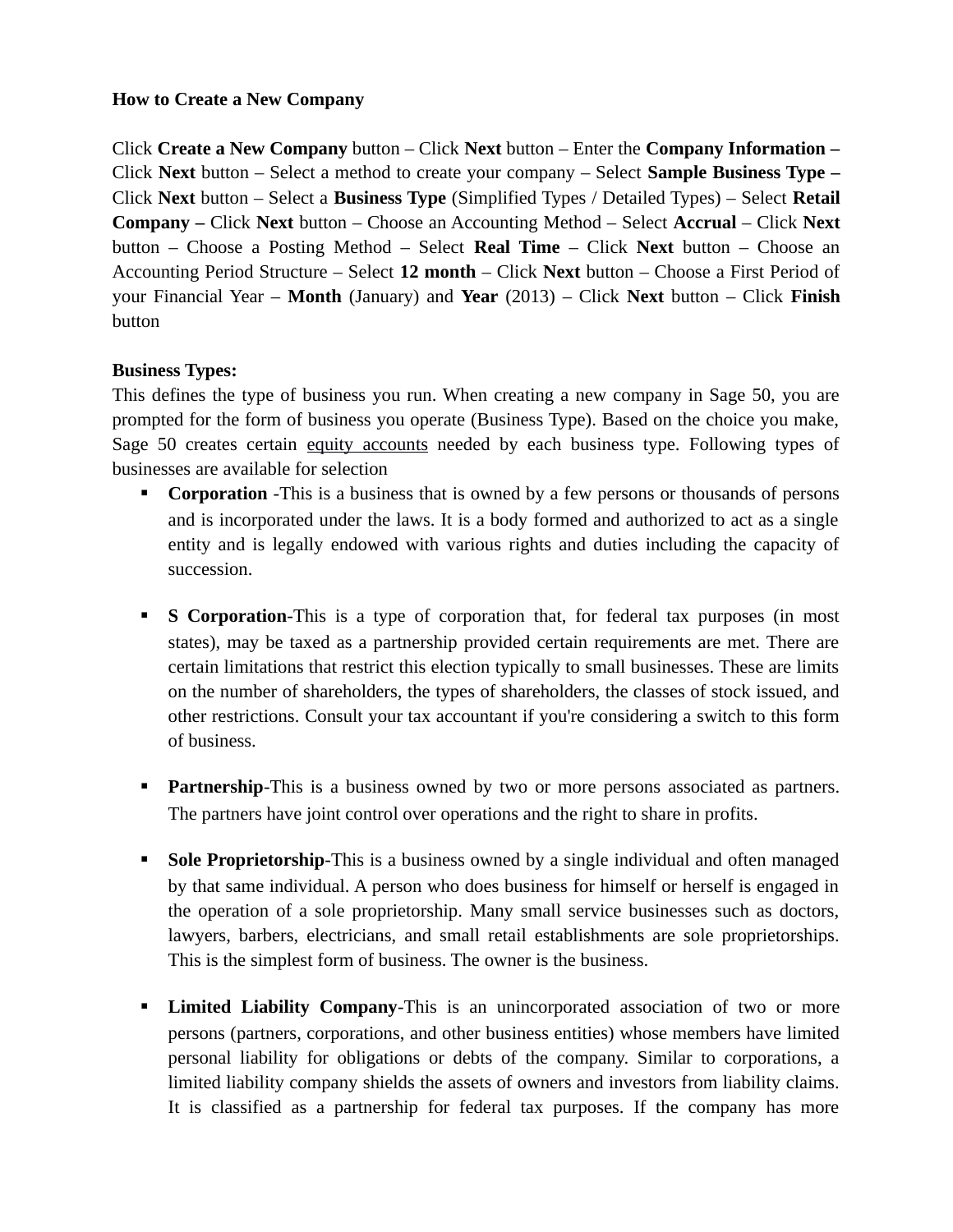**How to Create a New Company**

Click **Create a New Company** button – Click **Next** button – Enter the **Company Information –** Click **Next** button – Select a method to create your company – Select **Sample Business Type –** Click **Next** button – Select a **Business Type** (Simplified Types / Detailed Types) – Select **Retail Company –** Click **Next** button – Choose an Accounting Method – Select **Accrual** – Click **Next** button – Choose a Posting Method – Select **Real Time** – Click **Next** button – Choose an Accounting Period Structure – Select **12 month** – Click **Next** button – Choose a First Period of your Financial Year – **Month** (January) and **Year** (2013) – Click **Next** button – Click **Finish** button

**Business Types:**

This defines the type of business you run. When creating a new company in Sage 50, you are prompted for the form of business you operate (Business Type). Based on the choice you make, Sage 50 creates certain equity accounts needed by each business type. Following types of businesses are available for selection

- **Corporation** -This is a business that is owned by a few persons or thousands of persons and is incorporated under the laws. It is a body formed and authorized to act as a single entity and is legally endowed with various rights and duties including the capacity of succession.

- **S Corporation**-This is a type of corporation that, for federal tax purposes (in most states), may be taxed as a partnership provided certain requirements are met. There are certain limitations that restrict this election typically to small businesses. These are limits on the number of shareholders, the types of shareholders, the classes of stock issued, and other restrictions. Consult your tax accountant if you're considering a switch to this form of business.

- **Partnership**-This is a business owned by two or more persons associated as partners. The partners have joint control over operations and the right to share in profits.

- **Sole Proprietorship**-This is a business owned by a single individual and often managed by that same individual. A person who does business for himself or herself is engaged in the operation of a sole proprietorship. Many small service businesses such as doctors, lawyers, barbers, electricians, and small retail establishments are sole proprietorships. This is the simplest form of business. The owner is the business.

- **Limited Liability Company**-This is an unincorporated association of two or more persons (partners, corporations, and other business entities) whose members have limited personal liability for obligations or debts of the company. Similar to corporations, a limited liability company shields the assets of owners and investors from liability claims. It is classified as a partnership for federal tax purposes. If the company has more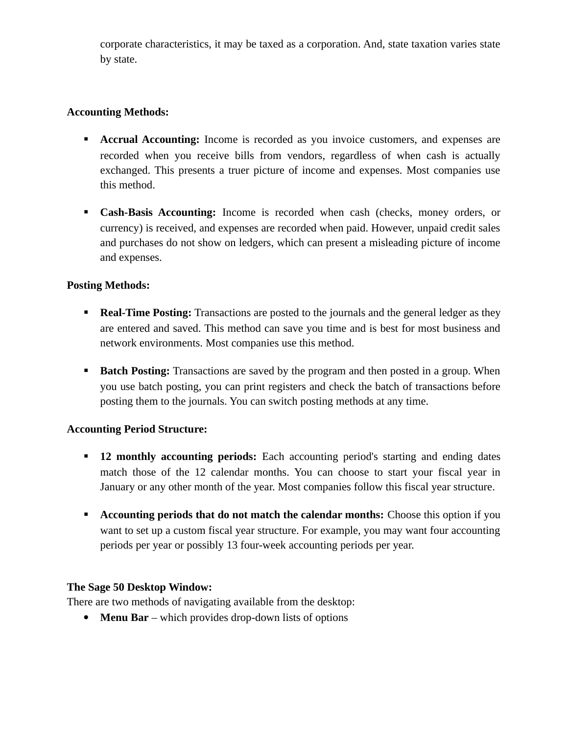corporate characteristics, it may be taxed as a corporation. And, state taxation varies state by state.

**Accounting Methods:**

- **Accrual Accounting:** Income is recorded as you invoice customers, and expenses are recorded when you receive bills from vendors, regardless of when cash is actually exchanged. This presents a truer picture of income and expenses. Most companies use this method.

- **Cash-Basis Accounting:** Income is recorded when cash (checks, money orders, or currency) is received, and expenses are recorded when paid. However, unpaid credit sales and purchases do not show on ledgers, which can present a misleading picture of income and expenses.

**Posting Methods:**

- **Real-Time Posting:** Transactions are posted to the journals and the general ledger as they are entered and saved. This method can save you time and is best for most business and network environments. Most companies use this method.

- **Batch Posting:** Transactions are saved by the program and then posted in a group. When you use batch posting, you can print registers and check the batch of transactions before posting them to the journals. You can switch posting methods at any time.

**Accounting Period Structure:**

- **12 monthly accounting periods:** Each accounting period's starting and ending dates match those of the 12 calendar months. You can choose to start your fiscal year in January or any other month of the year. Most companies follow this fiscal year structure.

- **Accounting periods that do not match the calendar months:** Choose this option if you want to set up a custom fiscal year structure. For example, you may want four accounting periods per year or possibly 13 four-week accounting periods per year.

**The Sage 50 Desktop Window:**
There are two methods of navigating available from the desktop:

- **Menu Bar** – which provides drop-down lists of options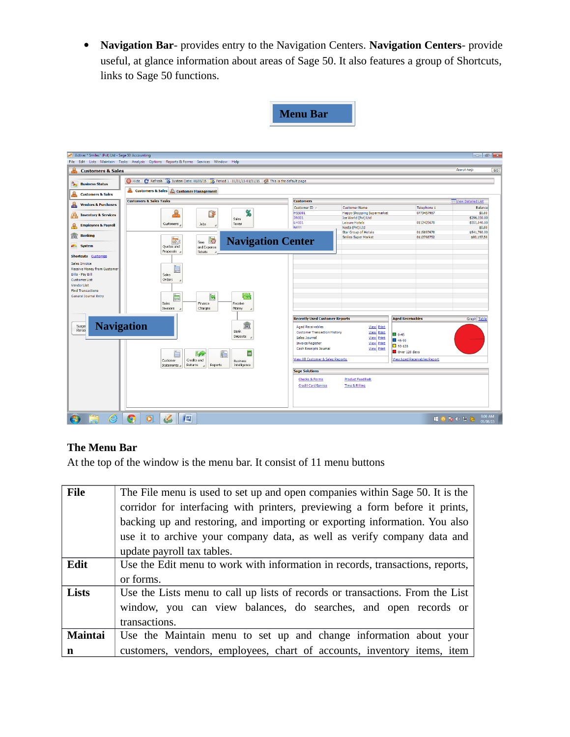- **Navigation Bar**- provides entry to the Navigation Centers. **Navigation Centers**- provide useful, at glance information about areas of Sage 50. It also features a group of Shortcuts, links to Sage 50 functions.

## The Menu Bar

At the top of the window is the menu bar. It consist of 11 menu buttons

| | |
|---|---|
| **File** | The File menu is used to set up and open companies within Sage 50. It is the corridor for interfacing with printers, previewing a form before it prints, backing up and restoring, and importing or exporting information. You also use it to archive your company data, as well as verify company data and update payroll tax tables. |
| **Edit** | Use the Edit menu to work with information in records, transactions, reports, or forms. |
| **Lists** | Use the Lists menu to call up lists of records or transactions. From the List window, you can view balances, do searches, and open records or transactions. |
| **Maintain** | Use the Maintain menu to set up and change information about your customers, vendors, employees, chart of accounts, inventory items, item |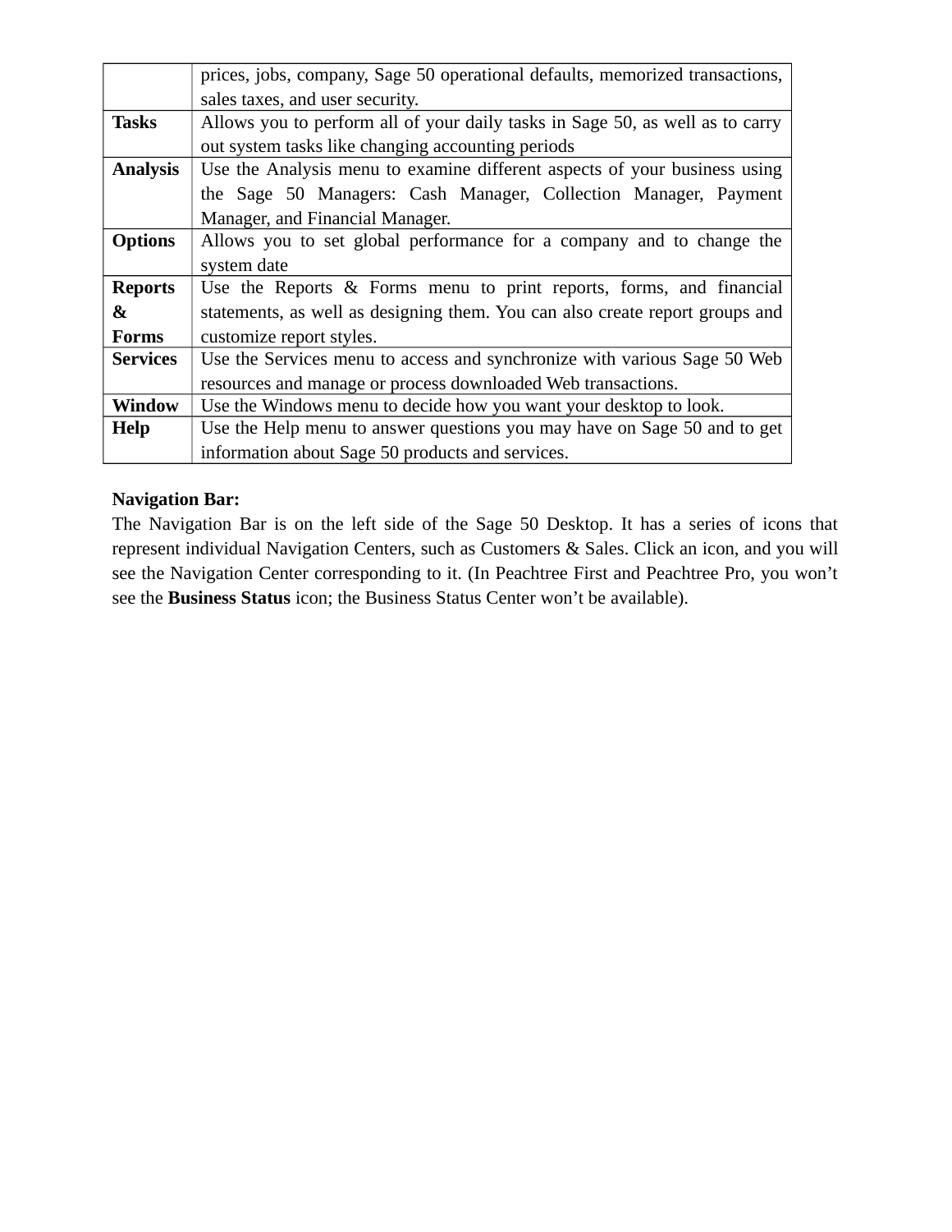| | |
|---|---|
| | prices, jobs, company, Sage 50 operational defaults, memorized transactions, sales taxes, and user security. |
| **Tasks** | Allows you to perform all of your daily tasks in Sage 50, as well as to carry out system tasks like changing accounting periods |
| **Analysis** | Use the Analysis menu to examine different aspects of your business using the Sage 50 Managers: Cash Manager, Collection Manager, Payment Manager, and Financial Manager. |
| **Options** | Allows you to set global performance for a company and to change the system date |
| **Reports & Forms** | Use the Reports & Forms menu to print reports, forms, and financial statements, as well as designing them. You can also create report groups and customize report styles. |
| **Services** | Use the Services menu to access and synchronize with various Sage 50 Web resources and manage or process downloaded Web transactions. |
| **Window** | Use the Windows menu to decide how you want your desktop to look. |
| **Help** | Use the Help menu to answer questions you may have on Sage 50 and to get information about Sage 50 products and services. |

**Navigation Bar:**

The Navigation Bar is on the left side of the Sage 50 Desktop. It has a series of icons that represent individual Navigation Centers, such as Customers & Sales. Click an icon, and you will see the Navigation Center corresponding to it. (In Peachtree First and Peachtree Pro, you won't see the **Business Status** icon; the Business Status Center won't be available).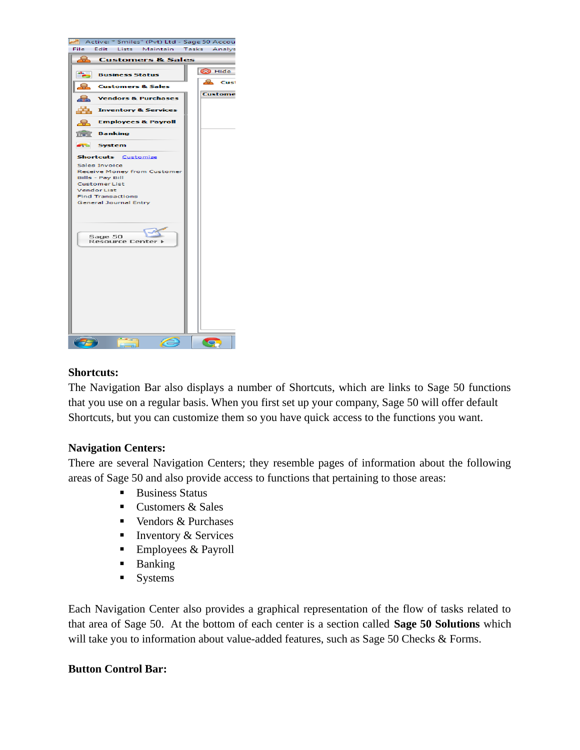**Shortcuts:**

The Navigation Bar also displays a number of Shortcuts, which are links to Sage 50 functions that you use on a regular basis. When you first set up your company, Sage 50 will offer default Shortcuts, but you can customize them so you have quick access to the functions you want.

**Navigation Centers:**

There are several Navigation Centers; they resemble pages of information about the following areas of Sage 50 and also provide access to functions that pertaining to those areas:

- Business Status
- Customers & Sales
- Vendors & Purchases
- Inventory & Services
- Employees & Payroll
- Banking
- Systems

Each Navigation Center also provides a graphical representation of the flow of tasks related to that area of Sage 50. At the bottom of each center is a section called **Sage 50 Solutions** which will take you to information about value-added features, such as Sage 50 Checks & Forms.

**Button Control Bar:**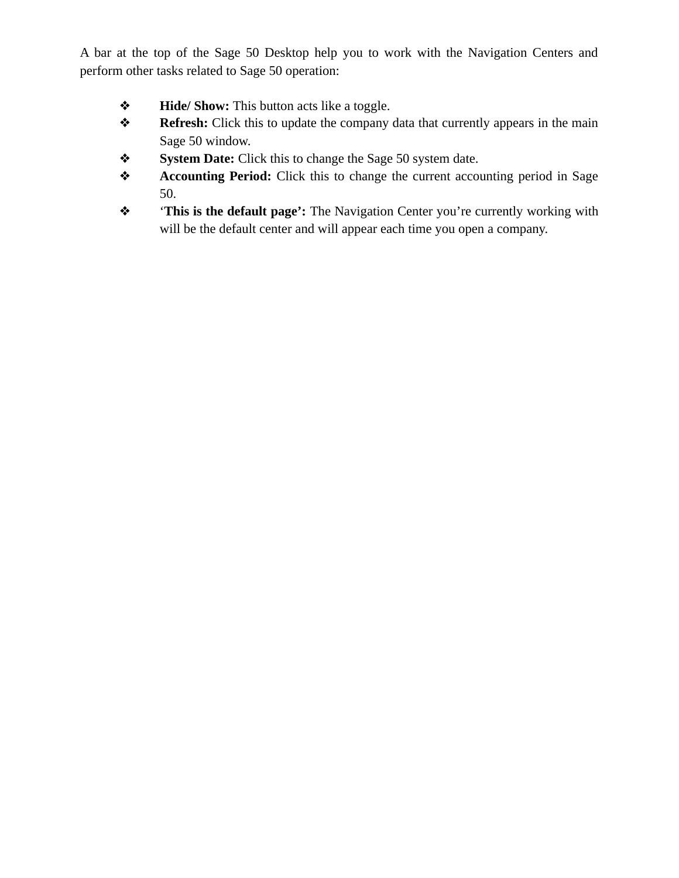A bar at the top of the Sage 50 Desktop help you to work with the Navigation Centers and perform other tasks related to Sage 50 operation:

- **Hide/ Show:** This button acts like a toggle.
- **Refresh:** Click this to update the company data that currently appears in the main Sage 50 window.
- **System Date:** Click this to change the Sage 50 system date.
- **Accounting Period:** Click this to change the current accounting period in Sage 50.
- ‘**This is the default page’:** The Navigation Center you’re currently working with will be the default center and will appear each time you open a company.